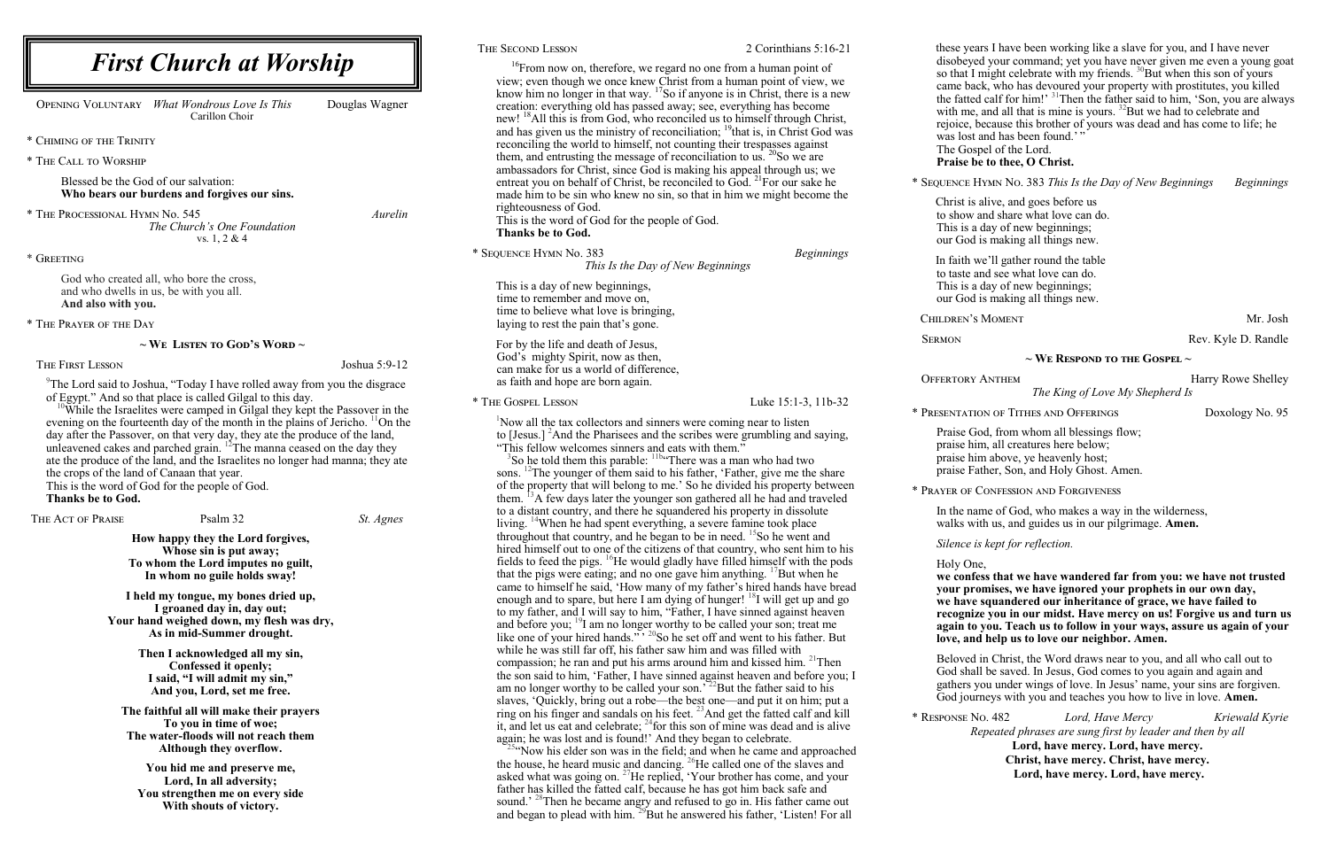# First Church at Worship

OPENING VOLUNTARY *What Wondrous Love Is This* Douglas Wagner
Carillon Choir

\* CHIMING OF THE TRINITY

\* THE CALL TO WORSHIP

Blessed be the God of our salvation:
**Who bears our burdens and forgives our sins.**

\* THE PROCESSIONAL HYMN No. 545 *Aurelin*
*The Church's One Foundation*
vs. 1, 2 & 4

\* GREETING

God who created all, who bore the cross,
and who dwells in us, be with you all.
**And also with you.**

\* THE PRAYER OF THE DAY

## ~ WE LISTEN TO GOD'S WORD ~

THE FIRST LESSON Joshua 5:9-12

[9]The Lord said to Joshua, "Today I have rolled away from you the disgrace of Egypt." And so that place is called Gilgal to this day.
[10]While the Israelites were camped in Gilgal they kept the Passover in the evening on the fourteenth day of the month in the plains of Jericho. [11]On the day after the Passover, on that very day, they ate the produce of the land, unleavened cakes and parched grain. [12]The manna ceased on the day they ate the produce of the land, and the Israelites no longer had manna; they ate the crops of the land of Canaan that year.
This is the word of God for the people of God.
**Thanks be to God.**

THE ACT OF PRAISE Psalm 32 *St. Agnes*

**How happy they the Lord forgives,
Whose sin is put away;
To whom the Lord imputes no guilt,
In whom no guile holds sway!**

**I held my tongue, my bones dried up,
I groaned day in, day out;
Your hand weighed down, my flesh was dry,
As in mid-Summer drought.**

**Then I acknowledged all my sin,
Confessed it openly;
I said, "I will admit my sin,"
And you, Lord, set me free.**

**The faithful all will make their prayers
To you in time of woe;
The water-floods will not reach them
Although they overflow.**

**You hid me and preserve me,
Lord, In all adversity;
You strengthen me on every side
With shouts of victory.**

THE SECOND LESSON 2 Corinthians 5:16-21

[16]From now on, therefore, we regard no one from a human point of view; even though we once knew Christ from a human point of view, we know him no longer in that way. [17]So if anyone is in Christ, there is a new creation: everything old has passed away; see, everything has become new! [18]All this is from God, who reconciled us to himself through Christ, and has given us the ministry of reconciliation; [19]that is, in Christ God was reconciling the world to himself, not counting their trespasses against them, and entrusting the message of reconciliation to us. [20]So we are ambassadors for Christ, since God is making his appeal through us; we entreat you on behalf of Christ, be reconciled to God. [21]For our sake he made him to be sin who knew no sin, so that in him we might become the righteousness of God.
This is the word of God for the people of God.
**Thanks be to God.**

\* SEQUENCE HYMN No. 383 *Beginnings*
*This Is the Day of New Beginnings*

This is a day of new beginnings,
time to remember and move on,
time to believe what love is bringing,
laying to rest the pain that's gone.

For by the life and death of Jesus,
God's mighty Spirit, now as then,
can make for us a world of difference,
as faith and hope are born again.

\* THE GOSPEL LESSON Luke 15:1-3, 11b-32

[1]Now all the tax collectors and sinners were coming near to listen to [Jesus.] [2]And the Pharisees and the scribes were grumbling and saying, "This fellow welcomes sinners and eats with them."
[3]So he told them this parable: [11b]"There was a man who had two sons. [12]The younger of them said to his father, 'Father, give me the share of the property that will belong to me.' So he divided his property between them. [13]A few days later the younger son gathered all he had and traveled to a distant country, and there he squandered his property in dissolute living. [14]When he had spent everything, a severe famine took place throughout that country, and he began to be in need. [15]So he went and hired himself out to one of the citizens of that country, who sent him to his fields to feed the pigs. [16]He would gladly have filled himself with the pods that the pigs were eating; and no one gave him anything. [17]But when he came to himself he said, 'How many of my father's hired hands have bread enough and to spare, but here I am dying of hunger! [18]I will get up and go to my father, and I will say to him, "Father, I have sinned against heaven and before you; [19]I am no longer worthy to be called your son; treat me like one of your hired hands."' [20]So he set off and went to his father. But while he was still far off, his father saw him and was filled with compassion; he ran and put his arms around him and kissed him. [21]Then the son said to him, 'Father, I have sinned against heaven and before you; I am no longer worthy to be called your son.' [22]But the father said to his slaves, 'Quickly, bring out a robe—the best one—and put it on him; put a ring on his finger and sandals on his feet. [23]And get the fatted calf and kill it, and let us eat and celebrate; [24]for this son of mine was dead and is alive again; he was lost and is found!' And they began to celebrate.
[25]"Now his elder son was in the field; and when he came and approached the house, he heard music and dancing. [26]He called one of the slaves and asked what was going on. [27]He replied, 'Your brother has come, and your father has killed the fatted calf, because he has got him back safe and sound.' [28]Then he became angry and refused to go in. His father came out and began to plead with him. [29]But he answered his father, 'Listen! For all these years I have been working like a slave for you, and I have never disobeyed your command; yet you have never given me even a young goat so that I might celebrate with my friends. [30]But when this son of yours came back, who has devoured your property with prostitutes, you killed the fatted calf for him!' [31]Then the father said to him, 'Son, you are always with me, and all that is mine is yours. [32]But we had to celebrate and rejoice, because this brother of yours was dead and has come to life; he was lost and has been found.'"
The Gospel of the Lord.
**Praise be to thee, O Christ.**

\* SEQUENCE HYMN No. 383 *This Is the Day of New Beginnings* *Beginnings*

Christ is alive, and goes before us
to show and share what love can do.
This is a day of new beginnings;
our God is making all things new.

In faith we'll gather round the table
to taste and see what love can do.
This is a day of new beginnings;
our God is making all things new.

CHILDREN'S MOMENT Mr. Josh

SERMON Rev. Kyle D. Randle

## ~ WE RESPOND TO THE GOSPEL ~

OFFERTORY ANTHEM Harry Rowe Shelley
*The King of Love My Shepherd Is*

\* PRESENTATION OF TITHES AND OFFERINGS Doxology No. 95

Praise God, from whom all blessings flow;
praise him, all creatures here below;
praise him above, ye heavenly host;
praise Father, Son, and Holy Ghost. Amen.

\* PRAYER OF CONFESSION AND FORGIVENESS

In the name of God, who makes a way in the wilderness, walks with us, and guides us in our pilgrimage. **Amen.**

*Silence is kept for reflection.*

Holy One,
**we confess that we have wandered far from you: we have not trusted your promises, we have ignored your prophets in our own day, we have squandered our inheritance of grace, we have failed to recognize you in our midst. Have mercy on us! Forgive us and turn us again to you. Teach us to follow in your ways, assure us again of your love, and help us to love our neighbor. Amen.**

Beloved in Christ, the Word draws near to you, and all who call out to God shall be saved. In Jesus, God comes to you again and again and gathers you under wings of love. In Jesus' name, your sins are forgiven. God journeys with you and teaches you how to live in love. **Amen.**

\* RESPONSE No. 482 *Lord, Have Mercy* *Kriewald Kyrie*
*Repeated phrases are sung first by leader and then by all*
**Lord, have mercy. Lord, have mercy.
Christ, have mercy. Christ, have mercy.
Lord, have mercy. Lord, have mercy.**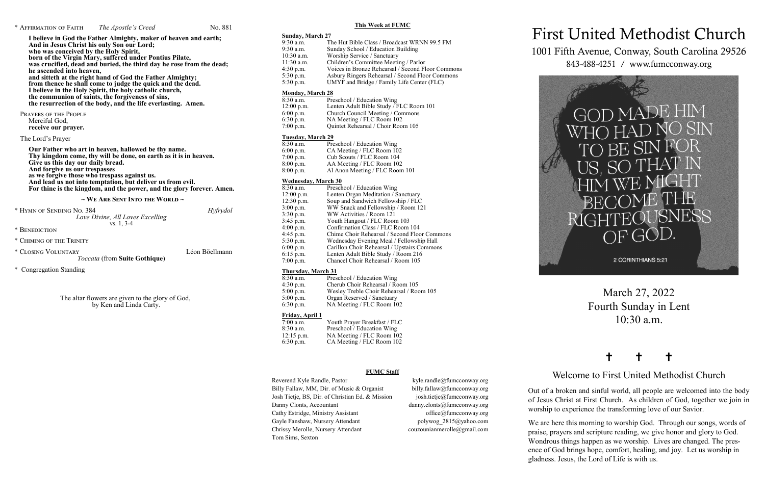\* AFFIRMATION OF FAITH *The Apostle's Creed* No. 881

**I believe in God the Father Almighty, maker of heaven and earth;**
**And in Jesus Christ his only Son our Lord;**
**who was conceived by the Holy Spirit,**
**born of the Virgin Mary, suffered under Pontius Pilate,**
**was crucified, dead and buried, the third day he rose from the dead;**
**he ascended into heaven,**
**and sitteth at the right hand of God the Father Almighty;**
**from thence he shall come to judge the quick and the dead.**
**I believe in the Holy Spirit, the holy catholic church,**
**the communion of saints, the forgiveness of sins,**
**the resurrection of the body, and the life everlasting. Amen.**

PRAYERS OF THE PEOPLE
Merciful God,
**receive our prayer.**

The Lord's Prayer

**Our Father who art in heaven, hallowed be thy name.**
**Thy kingdom come, thy will be done, on earth as it is in heaven.**
**Give us this day our daily bread.**
**And forgive us our trespasses**
**as we forgive those who trespass against us.**
**And lead us not into temptation, but deliver us from evil.**
**For thine is the kingdom, and the power, and the glory forever. Amen.**

**~ WE ARE SENT INTO THE WORLD ~**

\* HYMN OF SENDING No. 384 *Hyfrydol*
*Love Divine, All Loves Excelling*
vs. 1, 3-4

\* BENEDICTION

\* CHIMING OF THE TRINITY

\* CLOSING VOLUNTARY Léon Böellmann
*Toccata* (from **Suite Gothique**)

\* Congregation Standing

The altar flowers are given to the glory of God,
by Ken and Linda Carty.

**This Week at FUMC**

**Sunday, March 27**

| | |
|---|---|
| 9:30 a.m. | The Hut Bible Class / Broadcast WRNN 99.5 FM |
| 9:30 a.m. | Sunday School / Education Building |
| 10:30 a.m. | Worship Service / Sanctuary |
| 11:30 a.m. | Children's Committee Meeting / Parlor |
| 4:30 p.m. | Voices in Bronze Rehearsal / Second Floor Commons |
| 5:30 p.m. | Asbury Ringers Rehearsal / Second Floor Commons |
| 5:30 p.m. | UMYF and Bridge / Family Life Center (FLC) |

**Monday, March 28**

| | |
|---|---|
| 8:30 a.m. | Preschool / Education Wing |
| 12:00 p.m. | Lenten Adult Bible Study / FLC Room 101 |
| 6:00 p.m. | Church Council Meeting / Commons |
| 6:30 p.m. | NA Meeting / FLC Room 102 |
| 7:00 p.m. | Quintet Rehearsal / Choir Room 105 |

**Tuesday, March 29**

| | |
|---|---|
| 8:30 a.m. | Preschool / Education Wing |
| 6:00 p.m. | CA Meeting / FLC Room 102 |
| 7:00 p.m. | Cub Scouts / FLC Room 104 |
| 8:00 p.m. | AA Meeting / FLC Room 102 |
| 8:00 p.m. | Al Anon Meeting / FLC Room 101 |

**Wednesday, March 30**

| | |
|---|---|
| 8:30 a.m. | Preschool / Education Wing |
| 12:00 p.m. | Lenten Organ Meditation / Sanctuary |
| 12:30 p.m. | Soup and Sandwich Fellowship / FLC |
| 3:00 p.m. | WW Snack and Fellowship / Room 121 |
| 3:30 p.m. | WW Activities / Room 121 |
| 3:45 p.m. | Youth Hangout / FLC Room 103 |
| 4:00 p.m. | Confirmation Class / FLC Room 104 |
| 4:45 p.m. | Chime Choir Rehearsal / Second Floor Commons |
| 5:30 p.m. | Wednesday Evening Meal / Fellowship Hall |
| 6:00 p.m. | Carillon Choir Rehearsal / Upstairs Commons |
| 6:15 p.m. | Lenten Adult Bible Study / Room 216 |
| 7:00 p.m. | Chancel Choir Rehearsal / Room 105 |

**Thursday, March 31**

| | |
|---|---|
| 8:30 a.m. | Preschool / Education Wing |
| 4:30 p.m. | Cherub Choir Rehearsal / Room 105 |
| 5:00 p.m. | Wesley Treble Choir Rehearsal / Room 105 |
| 5:00 p.m. | Organ Reserved / Sanctuary |
| 6:30 p.m. | NA Meeting / FLC Room 102 |

**Friday, April 1**

| | |
|---|---|
| 7:00 a.m. | Youth Prayer Breakfast / FLC |
| 8:30 a.m. | Preschool / Education Wing |
| 12:15 p.m. | NA Meeting / FLC Room 102 |
| 6:30 p.m. | CA Meeting / FLC Room 102 |

**FUMC Staff**

| | |
|---|---|
| Reverend Kyle Randle, Pastor | kyle.randle@fumcconway.org |
| Billy Fallaw, MM, Dir. of Music & Organist | billy.fallaw@fumcconway.org |
| Josh Tietje, BS, Dir. of Christian Ed. & Mission | josh.tietje@fumcconway.org |
| Danny Clonts, Accountant | danny.clonts@fumcconway.org |
| Cathy Estridge, Ministry Assistant | office@fumcconway.org |
| Gayle Fanshaw, Nursery Attendant | polywog_2815@yahoo.com |
| Chrissy Merolle, Nursery Attendant | couzounianmerolle@gmail.com |
| Tom Sims, Sexton | |

# First United Methodist Church

1001 Fifth Avenue, Conway, South Carolina 29526
843-488-4251 / www.fumcconway.org

GOD MADE HIM WHO HAD NO SIN TO BE SIN FOR US, SO THAT IN HIM WE MIGHT BECOME THE RIGHTEOUSNESS OF GOD.

2 CORINTHIANS 5:21

March 27, 2022
Fourth Sunday in Lent
10:30 a.m.

✝ ✝ ✝

## Welcome to First United Methodist Church

Out of a broken and sinful world, all people are welcomed into the body of Jesus Christ at First Church. As children of God, together we join in worship to experience the transforming love of our Savior.

We are here this morning to worship God. Through our songs, words of praise, prayers and scripture reading, we give honor and glory to God. Wondrous things happen as we worship. Lives are changed. The presence of God brings hope, comfort, healing, and joy. Let us worship in gladness. Jesus, the Lord of Life is with us.